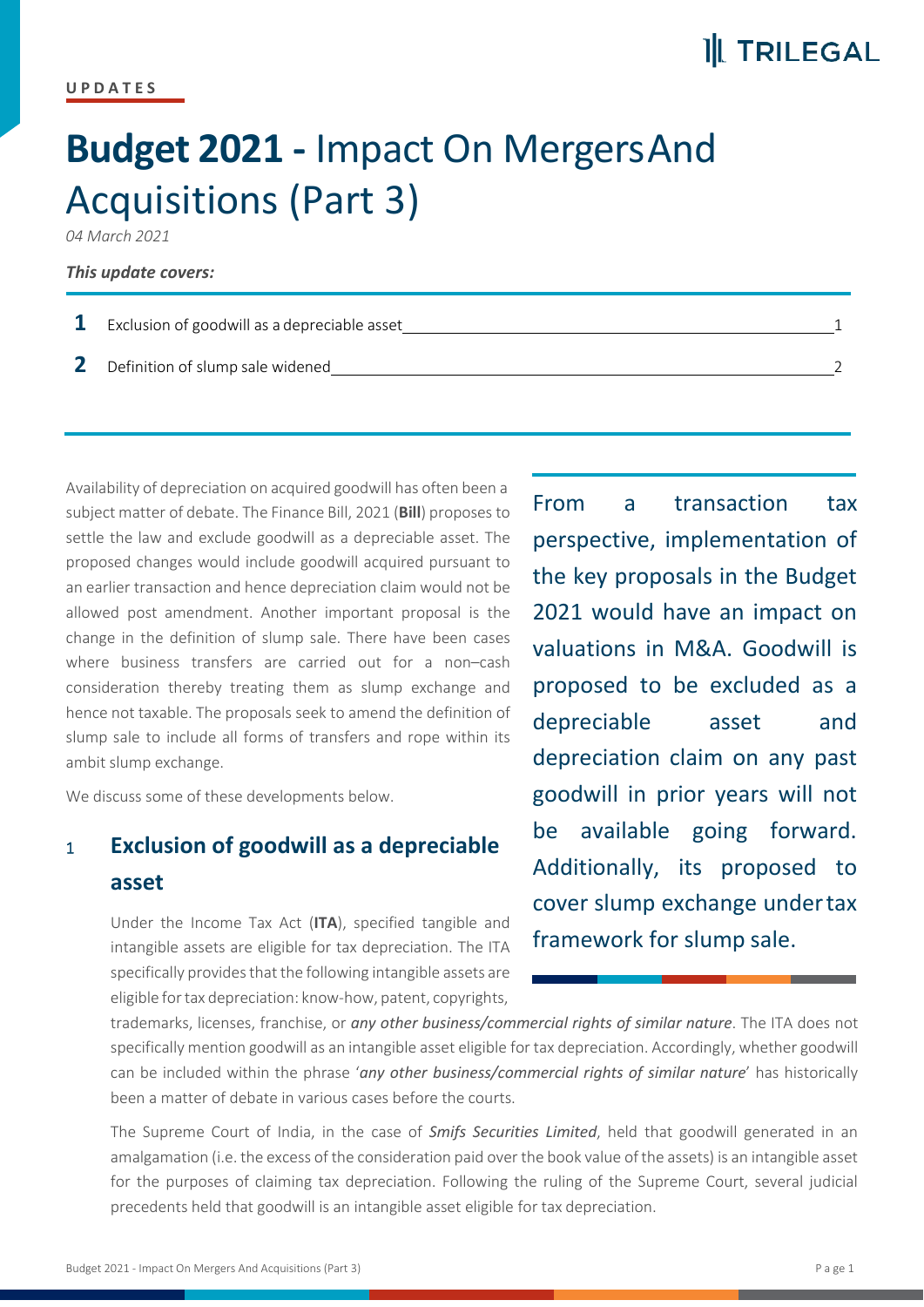UPDATES

# **Budget 2021 -** Impact On Mergers And Acquisitions (Part 3)

*04 March 2021*

***This update covers:***

1. Exclusion of goodwill as a depreciable asset — 1
2. Definition of slump sale widened — 2

Availability of depreciation on acquired goodwill has often been a subject matter of debate. The Finance Bill, 2021 (**Bill**) proposes to settle the law and exclude goodwill as a depreciable asset. The proposed changes would include goodwill acquired pursuant to an earlier transaction and hence depreciation claim would not be allowed post amendment. Another important proposal is the change in the definition of slump sale. There have been cases where business transfers are carried out for a non–cash consideration thereby treating them as slump exchange and hence not taxable. The proposals seek to amend the definition of slump sale to include all forms of transfers and rope within its ambit slump exchange.

We discuss some of these developments below.

> From a transaction tax perspective, implementation of the key proposals in the Budget 2021 would have an impact on valuations in M&A. Goodwill is proposed to be excluded as a depreciable asset and depreciation claim on any past goodwill in prior years will not be available going forward. Additionally, its proposed to cover slump exchange under tax framework for slump sale.

## 1 Exclusion of goodwill as a depreciable asset

Under the Income Tax Act (**ITA**), specified tangible and intangible assets are eligible for tax depreciation. The ITA specifically provides that the following intangible assets are eligible for tax depreciation: know-how, patent, copyrights, trademarks, licenses, franchise, or *any other business/commercial rights of similar nature*. The ITA does not specifically mention goodwill as an intangible asset eligible for tax depreciation. Accordingly, whether goodwill can be included within the phrase '*any other business/commercial rights of similar nature*' has historically been a matter of debate in various cases before the courts.

The Supreme Court of India, in the case of *Smifs Securities Limited*, held that goodwill generated in an amalgamation (i.e. the excess of the consideration paid over the book value of the assets) is an intangible asset for the purposes of claiming tax depreciation. Following the ruling of the Supreme Court, several judicial precedents held that goodwill is an intangible asset eligible for tax depreciation.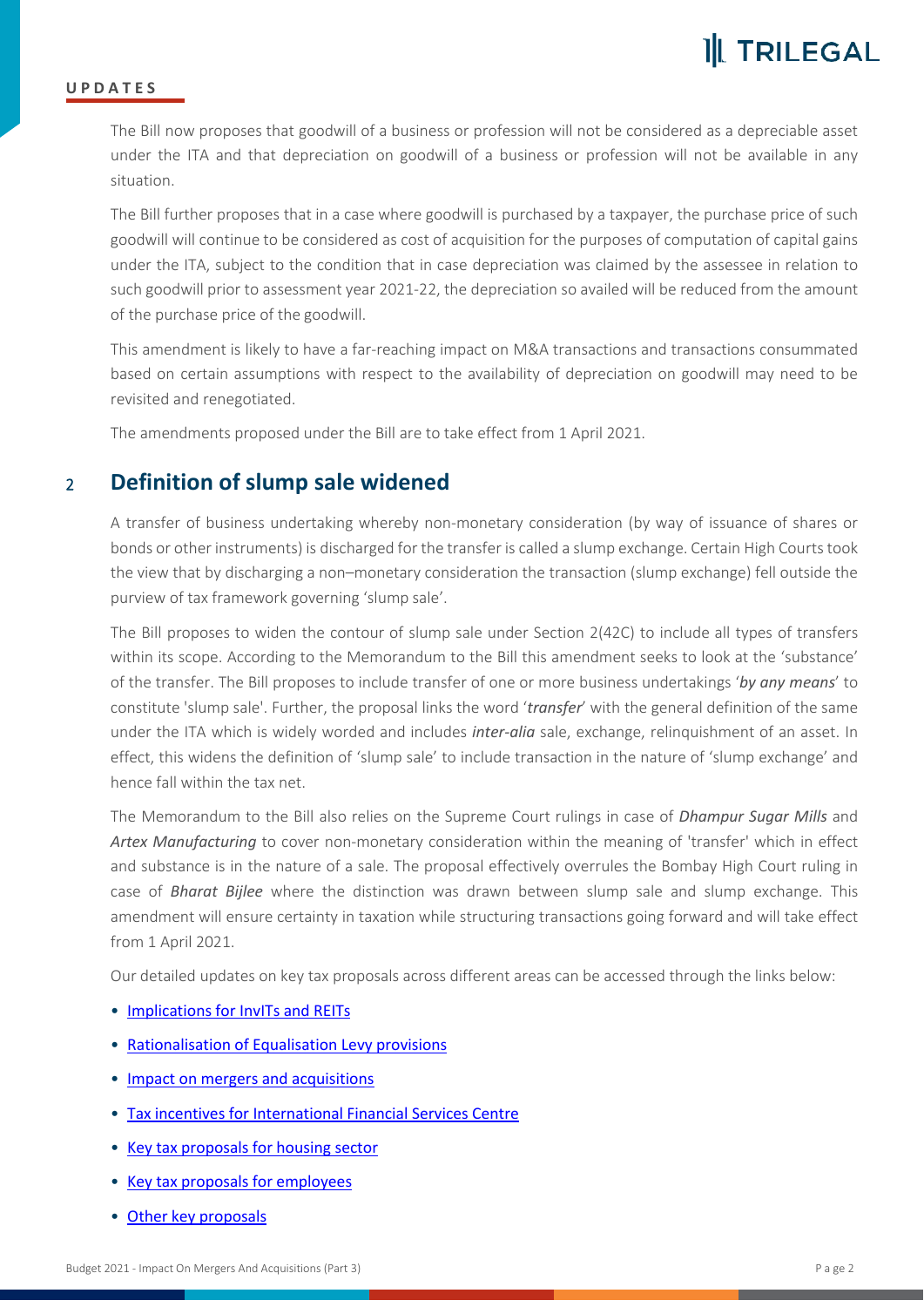The Bill now proposes that goodwill of a business or profession will not be considered as a depreciable asset under the ITA and that depreciation on goodwill of a business or profession will not be available in any situation.

The Bill further proposes that in a case where goodwill is purchased by a taxpayer, the purchase price of such goodwill will continue to be considered as cost of acquisition for the purposes of computation of capital gains under the ITA, subject to the condition that in case depreciation was claimed by the assessee in relation to such goodwill prior to assessment year 2021-22, the depreciation so availed will be reduced from the amount of the purchase price of the goodwill.

This amendment is likely to have a far-reaching impact on M&A transactions and transactions consummated based on certain assumptions with respect to the availability of depreciation on goodwill may need to be revisited and renegotiated.

The amendments proposed under the Bill are to take effect from 1 April 2021.

## 2 Definition of slump sale widened

A transfer of business undertaking whereby non-monetary consideration (by way of issuance of shares or bonds or other instruments) is discharged for the transfer is called a slump exchange. Certain High Courts took the view that by discharging a non–monetary consideration the transaction (slump exchange) fell outside the purview of tax framework governing 'slump sale'.

The Bill proposes to widen the contour of slump sale under Section 2(42C) to include all types of transfers within its scope. According to the Memorandum to the Bill this amendment seeks to look at the 'substance' of the transfer. The Bill proposes to include transfer of one or more business undertakings '***by any means***' to constitute 'slump sale'. Further, the proposal links the word '***transfer***' with the general definition of the same under the ITA which is widely worded and includes ***inter-alia*** sale, exchange, relinquishment of an asset. In effect, this widens the definition of 'slump sale' to include transaction in the nature of 'slump exchange' and hence fall within the tax net.

The Memorandum to the Bill also relies on the Supreme Court rulings in case of ***Dhampur Sugar Mills*** and ***Artex Manufacturing*** to cover non-monetary consideration within the meaning of 'transfer' which in effect and substance is in the nature of a sale. The proposal effectively overrules the Bombay High Court ruling in case of ***Bharat Bijlee*** where the distinction was drawn between slump sale and slump exchange. This amendment will ensure certainty in taxation while structuring transactions going forward and will take effect from 1 April 2021.

Our detailed updates on key tax proposals across different areas can be accessed through the links below:

- Implications for InvITs and REITs
- Rationalisation of Equalisation Levy provisions
- Impact on mergers and acquisitions
- Tax incentives for International Financial Services Centre
- Key tax proposals for housing sector
- Key tax proposals for employees
- Other key proposals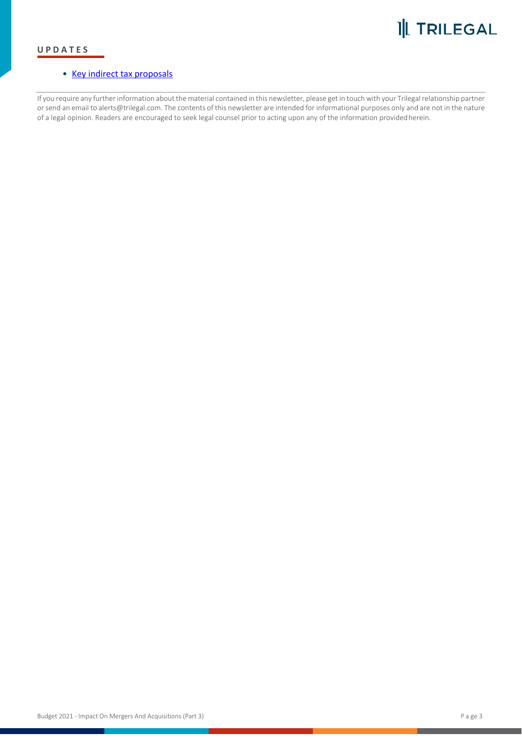## UPDATES

- Key indirect tax proposals

If you require any further information about the material contained in this newsletter, please get in touch with your Trilegal relationship partner or send an email to alerts@trilegal.com. The contents of this newsletter are intended for informational purposes only and are not in the nature of a legal opinion. Readers are encouraged to seek legal counsel prior to acting upon any of the information provided herein.